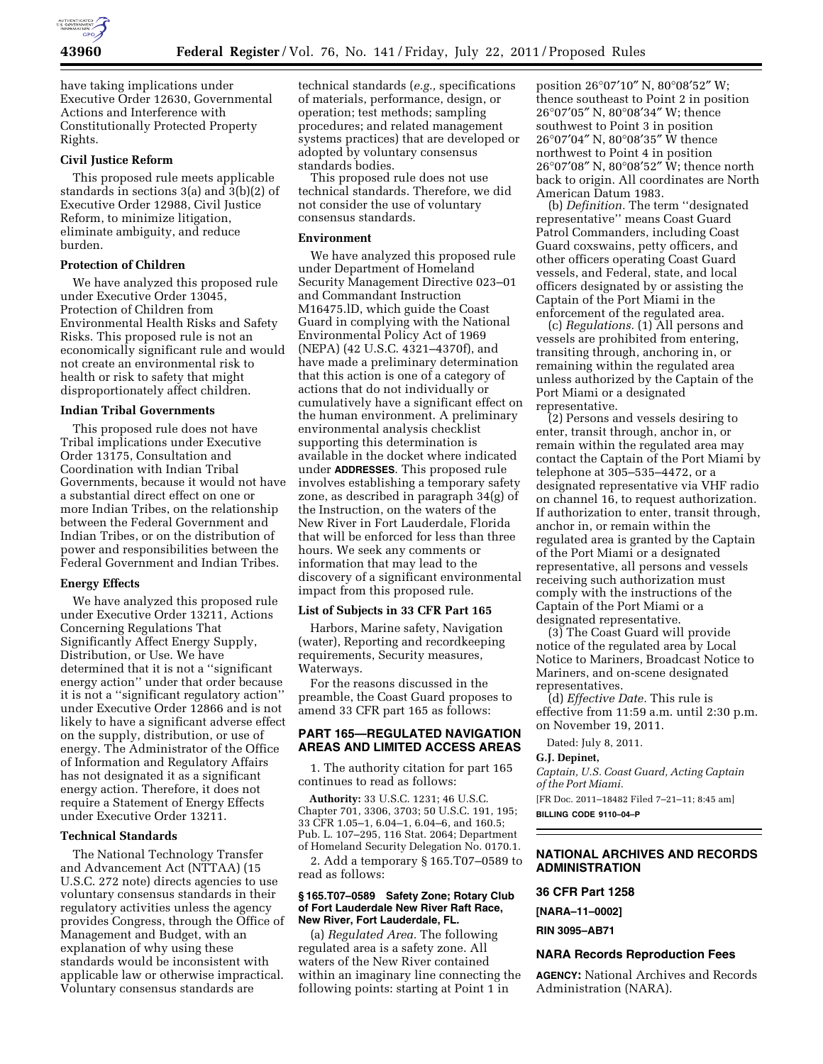have taking implications under Executive Order 12630, Governmental Actions and Interference with Constitutionally Protected Property Rights.

### Civil Justice Reform

This proposed rule meets applicable standards in sections 3(a) and 3(b)(2) of Executive Order 12988, Civil Justice Reform, to minimize litigation, eliminate ambiguity, and reduce burden.

### Protection of Children

We have analyzed this proposed rule under Executive Order 13045, Protection of Children from Environmental Health Risks and Safety Risks. This proposed rule is not an economically significant rule and would not create an environmental risk to health or risk to safety that might disproportionately affect children.

### Indian Tribal Governments

This proposed rule does not have Tribal implications under Executive Order 13175, Consultation and Coordination with Indian Tribal Governments, because it would not have a substantial direct effect on one or more Indian Tribes, on the relationship between the Federal Government and Indian Tribes, or on the distribution of power and responsibilities between the Federal Government and Indian Tribes.

### Energy Effects

We have analyzed this proposed rule under Executive Order 13211, Actions Concerning Regulations That Significantly Affect Energy Supply, Distribution, or Use. We have determined that it is not a "significant energy action" under that order because it is not a "significant regulatory action" under Executive Order 12866 and is not likely to have a significant adverse effect on the supply, distribution, or use of energy. The Administrator of the Office of Information and Regulatory Affairs has not designated it as a significant energy action. Therefore, it does not require a Statement of Energy Effects under Executive Order 13211.

### Technical Standards

The National Technology Transfer and Advancement Act (NTTAA) (15 U.S.C. 272 note) directs agencies to use voluntary consensus standards in their regulatory activities unless the agency provides Congress, through the Office of Management and Budget, with an explanation of why using these standards would be inconsistent with applicable law or otherwise impractical. Voluntary consensus standards are technical standards (*e.g.,* specifications of materials, performance, design, or operation; test methods; sampling procedures; and related management systems practices) that are developed or adopted by voluntary consensus standards bodies.

This proposed rule does not use technical standards. Therefore, we did not consider the use of voluntary consensus standards.

### Environment

We have analyzed this proposed rule under Department of Homeland Security Management Directive 023–01 and Commandant Instruction M16475.lD, which guide the Coast Guard in complying with the National Environmental Policy Act of 1969 (NEPA) (42 U.S.C. 4321–4370f), and have made a preliminary determination that this action is one of a category of actions that do not individually or cumulatively have a significant effect on the human environment. A preliminary environmental analysis checklist supporting this determination is available in the docket where indicated under **ADDRESSES**. This proposed rule involves establishing a temporary safety zone, as described in paragraph 34(g) of the Instruction, on the waters of the New River in Fort Lauderdale, Florida that will be enforced for less than three hours. We seek any comments or information that may lead to the discovery of a significant environmental impact from this proposed rule.

### List of Subjects in 33 CFR Part 165

Harbors, Marine safety, Navigation (water), Reporting and recordkeeping requirements, Security measures, Waterways.

For the reasons discussed in the preamble, the Coast Guard proposes to amend 33 CFR part 165 as follows:

## PART 165—REGULATED NAVIGATION AREAS AND LIMITED ACCESS AREAS

1. The authority citation for part 165 continues to read as follows:

**Authority:** 33 U.S.C. 1231; 46 U.S.C. Chapter 701, 3306, 3703; 50 U.S.C. 191, 195; 33 CFR 1.05–1, 6.04–1, 6.04–6, and 160.5; Pub. L. 107–295, 116 Stat. 2064; Department of Homeland Security Delegation No. 0170.1.

2. Add a temporary § 165.T07–0589 to read as follows:

#### § 165.T07–0589 Safety Zone; Rotary Club of Fort Lauderdale New River Raft Race, New River, Fort Lauderdale, FL.

(a) *Regulated Area.* The following regulated area is a safety zone. All waters of the New River contained within an imaginary line connecting the following points: starting at Point 1 in position 26°07′10″ N, 80°08′52″ W; thence southeast to Point 2 in position 26°07′05″ N, 80°08′34″ W; thence southwest to Point 3 in position 26°07′04″ N, 80°08′35″ W thence northwest to Point 4 in position 26°07′08″ N, 80°08′52″ W; thence north back to origin. All coordinates are North American Datum 1983.

(b) *Definition.* The term "designated representative" means Coast Guard Patrol Commanders, including Coast Guard coxswains, petty officers, and other officers operating Coast Guard vessels, and Federal, state, and local officers designated by or assisting the Captain of the Port Miami in the enforcement of the regulated area.

(c) *Regulations.* (1) All persons and vessels are prohibited from entering, transiting through, anchoring in, or remaining within the regulated area unless authorized by the Captain of the Port Miami or a designated representative.

(2) Persons and vessels desiring to enter, transit through, anchor in, or remain within the regulated area may contact the Captain of the Port Miami by telephone at 305–535–4472, or a designated representative via VHF radio on channel 16, to request authorization. If authorization to enter, transit through, anchor in, or remain within the regulated area is granted by the Captain of the Port Miami or a designated representative, all persons and vessels receiving such authorization must comply with the instructions of the Captain of the Port Miami or a designated representative.

(3) The Coast Guard will provide notice of the regulated area by Local Notice to Mariners, Broadcast Notice to Mariners, and on-scene designated representatives.

(d) *Effective Date.* This rule is effective from 11:59 a.m. until 2:30 p.m. on November 19, 2011.

Dated: July 8, 2011.

**G.J. Depinet,**

*Captain, U.S. Coast Guard, Acting Captain of the Port Miami.*

[FR Doc. 2011–18482 Filed 7–21–11; 8:45 am]

**BILLING CODE 9110–04–P**

## NATIONAL ARCHIVES AND RECORDS ADMINISTRATION

### 36 CFR Part 1258

**[NARA–11–0002]**

**RIN 3095–AB71**

### NARA Records Reproduction Fees

**AGENCY:** National Archives and Records Administration (NARA).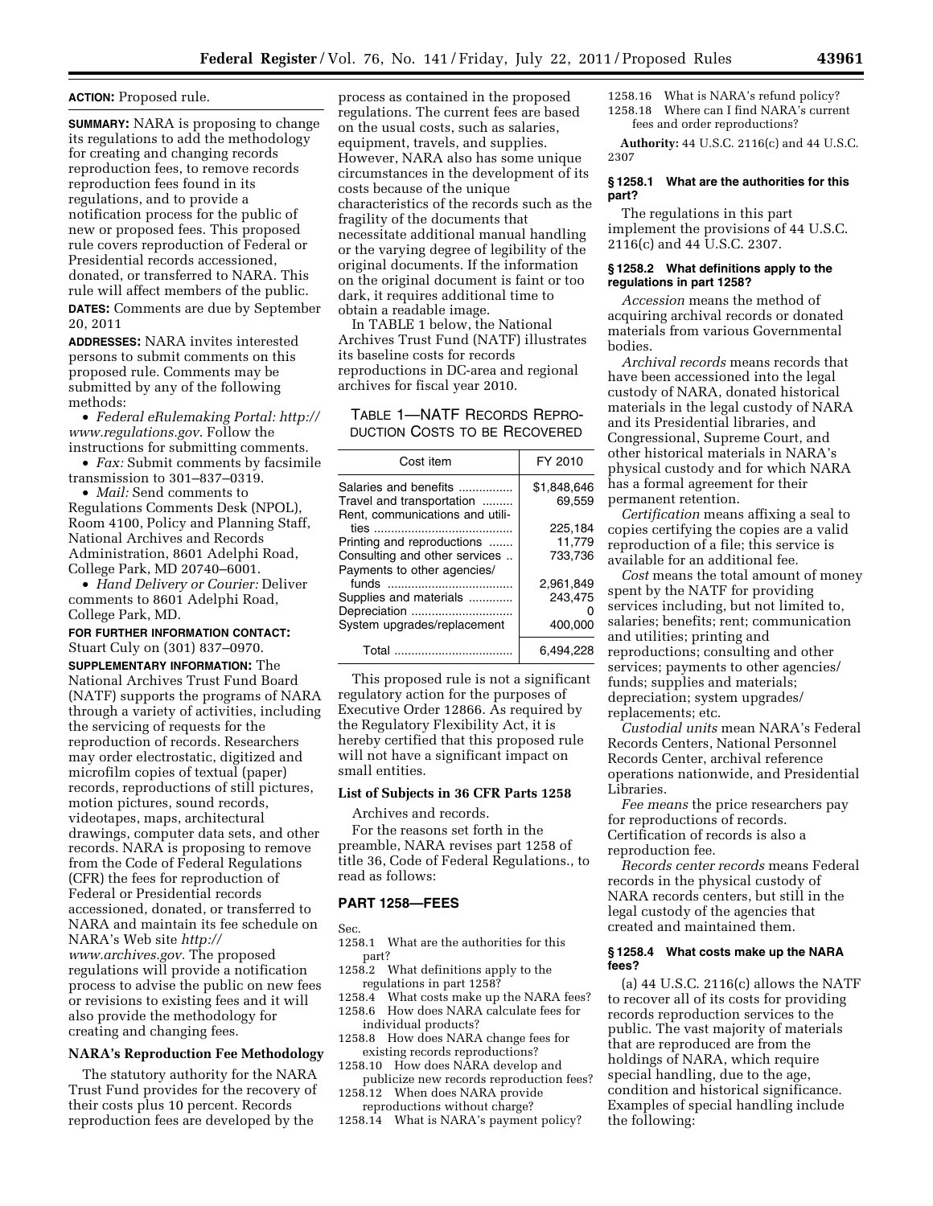**ACTION:** Proposed rule.

**SUMMARY:** NARA is proposing to change its regulations to add the methodology for creating and changing records reproduction fees, to remove records reproduction fees found in its regulations, and to provide a notification process for the public of new or proposed fees. This proposed rule covers reproduction of Federal or Presidential records accessioned, donated, or transferred to NARA. This rule will affect members of the public.

**DATES:** Comments are due by September 20, 2011

**ADDRESSES:** NARA invites interested persons to submit comments on this proposed rule. Comments may be submitted by any of the following methods:

- *Federal eRulemaking Portal: http://www.regulations.gov*. Follow the instructions for submitting comments.
- *Fax:* Submit comments by facsimile transmission to 301–837–0319.
- *Mail:* Send comments to Regulations Comments Desk (NPOL), Room 4100, Policy and Planning Staff, National Archives and Records Administration, 8601 Adelphi Road, College Park, MD 20740–6001.
- *Hand Delivery or Courier:* Deliver comments to 8601 Adelphi Road, College Park, MD.

**FOR FURTHER INFORMATION CONTACT:** Stuart Culy on (301) 837–0970.

**SUPPLEMENTARY INFORMATION:** The National Archives Trust Fund Board (NATF) supports the programs of NARA through a variety of activities, including the servicing of requests for the reproduction of records. Researchers may order electrostatic, digitized and microfilm copies of textual (paper) records, reproductions of still pictures, motion pictures, sound records, videotapes, maps, architectural drawings, computer data sets, and other records. NARA is proposing to remove from the Code of Federal Regulations (CFR) the fees for reproduction of Federal or Presidential records accessioned, donated, or transferred to NARA and maintain its fee schedule on NARA's Web site *http://www.archives.gov.* The proposed regulations will provide a notification process to advise the public on new fees or revisions to existing fees and it will also provide the methodology for creating and changing fees.

**NARA's Reproduction Fee Methodology**

The statutory authority for the NARA Trust Fund provides for the recovery of their costs plus 10 percent. Records reproduction fees are developed by the process as contained in the proposed regulations. The current fees are based on the usual costs, such as salaries, equipment, travels, and supplies. However, NARA also has some unique circumstances in the development of its costs because of the unique characteristics of the records such as the fragility of the documents that necessitate additional manual handling or the varying degree of legibility of the original documents. If the information on the original document is faint or too dark, it requires additional time to obtain a readable image.

In TABLE 1 below, the National Archives Trust Fund (NATF) illustrates its baseline costs for records reproductions in DC-area and regional archives for fiscal year 2010.

TABLE 1—NATF RECORDS REPRODUCTION COSTS TO BE RECOVERED

| Cost item | FY 2010 |
|---|---|
| Salaries and benefits | $1,848,646 |
| Travel and transportation | 69,559 |
| Rent, communications and utilities | 225,184 |
| Printing and reproductions | 11,779 |
| Consulting and other services | 733,736 |
| Payments to other agencies/funds | 2,961,849 |
| Supplies and materials | 243,475 |
| Depreciation | 0 |
| System upgrades/replacement | 400,000 |
| Total | 6,494,228 |

This proposed rule is not a significant regulatory action for the purposes of Executive Order 12866. As required by the Regulatory Flexibility Act, it is hereby certified that this proposed rule will not have a significant impact on small entities.

**List of Subjects in 36 CFR Parts 1258**

Archives and records.

For the reasons set forth in the preamble, NARA revises part 1258 of title 36, Code of Federal Regulations., to read as follows:

## PART 1258—FEES

Sec.
1258.1 What are the authorities for this part?
1258.2 What definitions apply to the regulations in part 1258?
1258.4 What costs make up the NARA fees?
1258.6 How does NARA calculate fees for individual products?
1258.8 How does NARA change fees for existing records reproductions?
1258.10 How does NARA develop and publicize new records reproduction fees?
1258.12 When does NARA provide reproductions without charge?
1258.14 What is NARA's payment policy?
1258.16 What is NARA's refund policy?
1258.18 Where can I find NARA's current fees and order reproductions?

**Authority:** 44 U.S.C. 2116(c) and 44 U.S.C. 2307

### § 1258.1 What are the authorities for this part?

The regulations in this part implement the provisions of 44 U.S.C. 2116(c) and 44 U.S.C. 2307.

### § 1258.2 What definitions apply to the regulations in part 1258?

*Accession* means the method of acquiring archival records or donated materials from various Governmental bodies.

*Archival records* means records that have been accessioned into the legal custody of NARA, donated historical materials in the legal custody of NARA and its Presidential libraries, and Congressional, Supreme Court, and other historical materials in NARA's physical custody and for which NARA has a formal agreement for their permanent retention.

*Certification* means affixing a seal to copies certifying the copies are a valid reproduction of a file; this service is available for an additional fee.

*Cost* means the total amount of money spent by the NATF for providing services including, but not limited to, salaries; benefits; rent; communication and utilities; printing and reproductions; consulting and other services; payments to other agencies/funds; supplies and materials; depreciation; system upgrades/replacements; etc.

*Custodial units* mean NARA's Federal Records Centers, National Personnel Records Center, archival reference operations nationwide, and Presidential Libraries.

*Fee means* the price researchers pay for reproductions of records. Certification of records is also a reproduction fee.

*Records center records* means Federal records in the physical custody of NARA records centers, but still in the legal custody of the agencies that created and maintained them.

### § 1258.4 What costs make up the NARA fees?

(a) 44 U.S.C. 2116(c) allows the NATF to recover all of its costs for providing records reproduction services to the public. The vast majority of materials that are reproduced are from the holdings of NARA, which require special handling, due to the age, condition and historical significance. Examples of special handling include the following: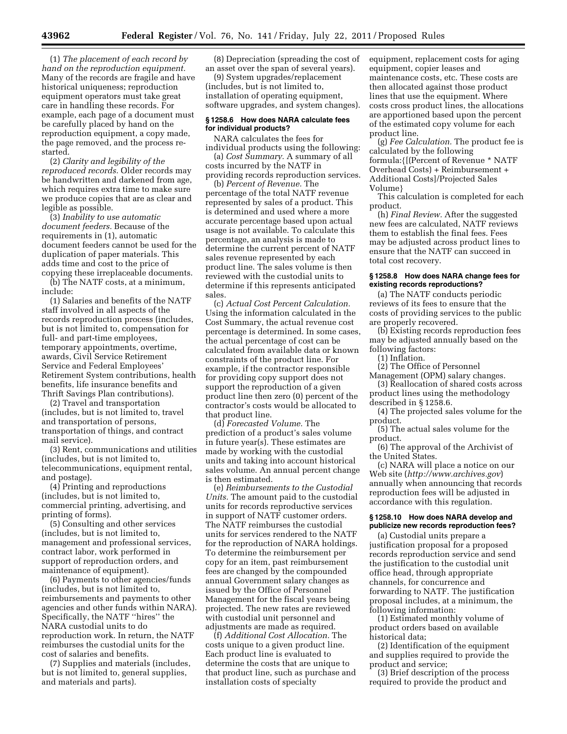(1) *The placement of each record by hand on the reproduction equipment.* Many of the records are fragile and have historical uniqueness; reproduction equipment operators must take great care in handling these records. For example, each page of a document must be carefully placed by hand on the reproduction equipment, a copy made, the page removed, and the process re-started.

(2) *Clarity and legibility of the reproduced records.* Older records may be handwritten and darkened from age, which requires extra time to make sure we produce copies that are as clear and legible as possible.

(3) *Inability to use automatic document feeders.* Because of the requirements in (1), automatic document feeders cannot be used for the duplication of paper materials. This adds time and cost to the price of copying these irreplaceable documents.

(b) The NATF costs, at a minimum, include:

(1) Salaries and benefits of the NATF staff involved in all aspects of the records reproduction process (includes, but is not limited to, compensation for full- and part-time employees, temporary appointments, overtime, awards, Civil Service Retirement Service and Federal Employees' Retirement System contributions, health benefits, life insurance benefits and Thrift Savings Plan contributions).

(2) Travel and transportation (includes, but is not limited to, travel and transportation of persons, transportation of things, and contract mail service).

(3) Rent, communications and utilities (includes, but is not limited to, telecommunications, equipment rental, and postage).

(4) Printing and reproductions (includes, but is not limited to, commercial printing, advertising, and printing of forms).

(5) Consulting and other services (includes, but is not limited to, management and professional services, contract labor, work performed in support of reproduction orders, and maintenance of equipment).

(6) Payments to other agencies/funds (includes, but is not limited to, reimbursements and payments to other agencies and other funds within NARA). Specifically, the NATF "hires" the NARA custodial units to do reproduction work. In return, the NATF reimburses the custodial units for the cost of salaries and benefits.

(7) Supplies and materials (includes, but is not limited to, general supplies, and materials and parts).

(8) Depreciation (spreading the cost of an asset over the span of several years).

(9) System upgrades/replacement (includes, but is not limited to, installation of operating equipment, software upgrades, and system changes).

### § 1258.6 How does NARA calculate fees for individual products?

NARA calculates the fees for individual products using the following:

(a) *Cost Summary.* A summary of all costs incurred by the NATF in providing records reproduction services.

(b) *Percent of Revenue.* The percentage of the total NATF revenue represented by sales of a product. This is determined and used where a more accurate percentage based upon actual usage is not available. To calculate this percentage, an analysis is made to determine the current percent of NATF sales revenue represented by each product line. The sales volume is then reviewed with the custodial units to determine if this represents anticipated sales.

(c) *Actual Cost Percent Calculation.* Using the information calculated in the Cost Summary, the actual revenue cost percentage is determined. In some cases, the actual percentage of cost can be calculated from available data or known constraints of the product line. For example, if the contractor responsible for providing copy support does not support the reproduction of a given product line then zero (0) percent of the contractor's costs would be allocated to that product line.

(d) *Forecasted Volume.* The prediction of a product's sales volume in future year(s). These estimates are made by working with the custodial units and taking into account historical sales volume. An annual percent change is then estimated.

(e) *Reimbursements to the Custodial Units.* The amount paid to the custodial units for records reproductive services in support of NATF customer orders. The NATF reimburses the custodial units for services rendered to the NATF for the reproduction of NARA holdings. To determine the reimbursement per copy for an item, past reimbursement fees are changed by the compounded annual Government salary changes as issued by the Office of Personnel Management for the fiscal years being projected. The new rates are reviewed with custodial unit personnel and adjustments are made as required.

(f) *Additional Cost Allocation.* The costs unique to a given product line. Each product line is evaluated to determine the costs that are unique to that product line, such as purchase and installation costs of specialty equipment, replacement costs for aging equipment, copier leases and maintenance costs, etc. These costs are then allocated against those product lines that use the equipment. Where costs cross product lines, the allocations are apportioned based upon the percent of the estimated copy volume for each product line.

(g) *Fee Calculation.* The product fee is calculated by the following formula:{[(Percent of Revenue * NATF Overhead Costs) + Reimbursement + Additional Costs]/Projected Sales Volume}

This calculation is completed for each product.

(h) *Final Review.* After the suggested new fees are calculated, NATF reviews them to establish the final fees. Fees may be adjusted across product lines to ensure that the NATF can succeed in total cost recovery.

### § 1258.8 How does NARA change fees for existing records reproductions?

(a) The NATF conducts periodic reviews of its fees to ensure that the costs of providing services to the public are properly recovered.

(b) Existing records reproduction fees may be adjusted annually based on the following factors:

(1) Inflation.

(2) The Office of Personnel Management (OPM) salary changes.

(3) Reallocation of shared costs across product lines using the methodology described in § 1258.6.

(4) The projected sales volume for the product.

(5) The actual sales volume for the product.

(6) The approval of the Archivist of the United States.

(c) NARA will place a notice on our Web site (*http://www.archives.gov*) annually when announcing that records reproduction fees will be adjusted in accordance with this regulation.

### § 1258.10 How does NARA develop and publicize new records reproduction fees?

(a) Custodial units prepare a justification proposal for a proposed records reproduction service and send the justification to the custodial unit office head, through appropriate channels, for concurrence and forwarding to NATF. The justification proposal includes, at a minimum, the following information:

(1) Estimated monthly volume of product orders based on available historical data;

(2) Identification of the equipment and supplies required to provide the product and service;

(3) Brief description of the process required to provide the product and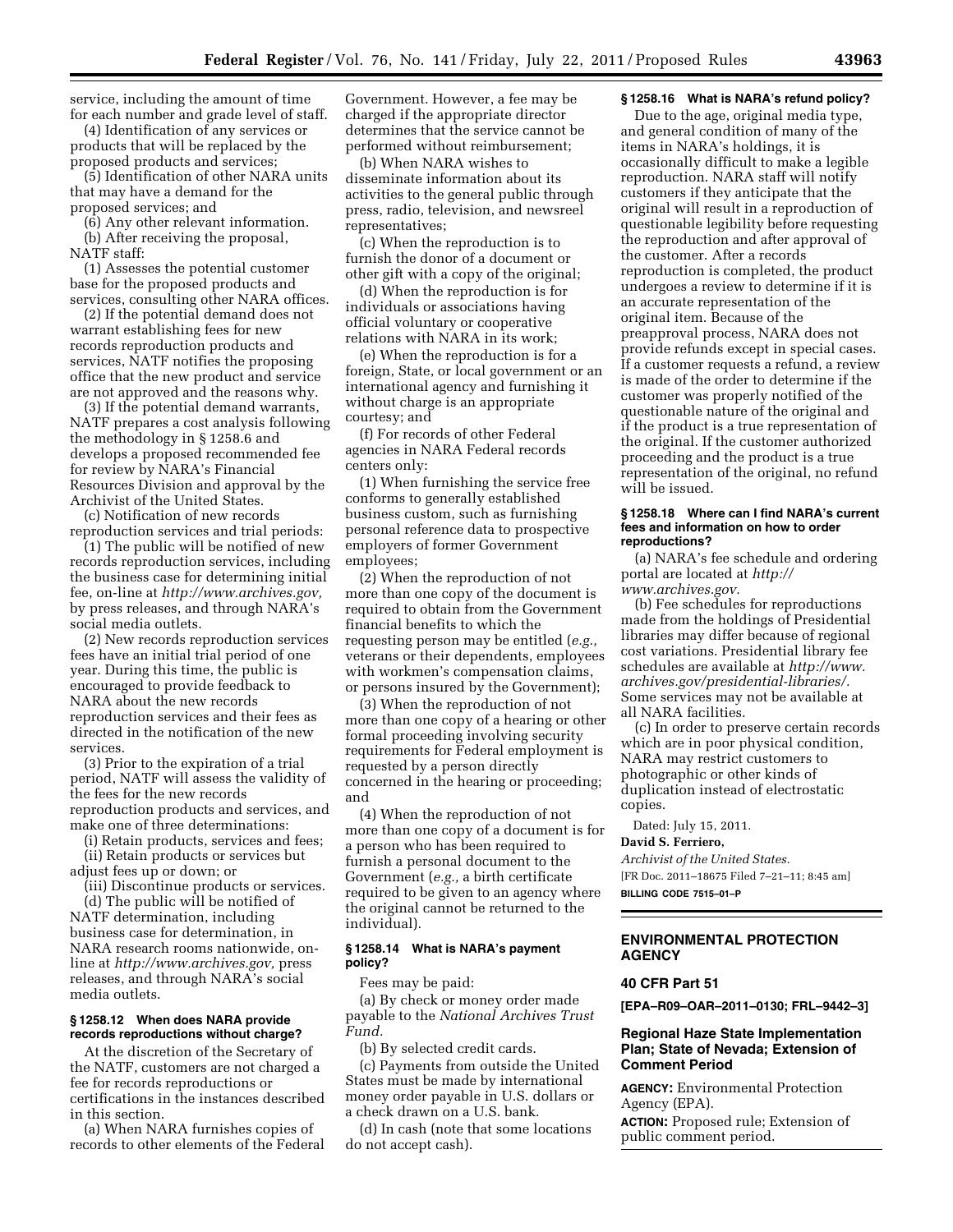service, including the amount of time for each number and grade level of staff.

(4) Identification of any services or products that will be replaced by the proposed products and services;

(5) Identification of other NARA units that may have a demand for the proposed services; and

(6) Any other relevant information.

(b) After receiving the proposal, NATF staff:

(1) Assesses the potential customer base for the proposed products and services, consulting other NARA offices.

(2) If the potential demand does not warrant establishing fees for new records reproduction products and services, NATF notifies the proposing office that the new product and service are not approved and the reasons why.

(3) If the potential demand warrants, NATF prepares a cost analysis following the methodology in § 1258.6 and develops a proposed recommended fee for review by NARA's Financial Resources Division and approval by the Archivist of the United States.

(c) Notification of new records reproduction services and trial periods:

(1) The public will be notified of new records reproduction services, including the business case for determining initial fee, on-line at *http://www.archives.gov,* by press releases, and through NARA's social media outlets.

(2) New records reproduction services fees have an initial trial period of one year. During this time, the public is encouraged to provide feedback to NARA about the new records reproduction services and their fees as directed in the notification of the new services.

(3) Prior to the expiration of a trial period, NATF will assess the validity of the fees for the new records reproduction products and services, and make one of three determinations:

(i) Retain products, services and fees;

(ii) Retain products or services but adjust fees up or down; or

(iii) Discontinue products or services.

(d) The public will be notified of NATF determination, including business case for determination, in NARA research rooms nationwide, on-line at *http://www.archives.gov,* press releases, and through NARA's social media outlets.

### § 1258.12 When does NARA provide records reproductions without charge?

At the discretion of the Secretary of the NATF, customers are not charged a fee for records reproductions or certifications in the instances described in this section.

(a) When NARA furnishes copies of records to other elements of the Federal Government. However, a fee may be charged if the appropriate director determines that the service cannot be performed without reimbursement;

(b) When NARA wishes to disseminate information about its activities to the general public through press, radio, television, and newsreel representatives;

(c) When the reproduction is to furnish the donor of a document or other gift with a copy of the original;

(d) When the reproduction is for individuals or associations having official voluntary or cooperative relations with NARA in its work;

(e) When the reproduction is for a foreign, State, or local government or an international agency and furnishing it without charge is an appropriate courtesy; and

(f) For records of other Federal agencies in NARA Federal records centers only:

(1) When furnishing the service free conforms to generally established business custom, such as furnishing personal reference data to prospective employers of former Government employees;

(2) When the reproduction of not more than one copy of the document is required to obtain from the Government financial benefits to which the requesting person may be entitled (*e.g.,* veterans or their dependents, employees with workmen's compensation claims, or persons insured by the Government);

(3) When the reproduction of not more than one copy of a hearing or other formal proceeding involving security requirements for Federal employment is requested by a person directly concerned in the hearing or proceeding; and

(4) When the reproduction of not more than one copy of a document is for a person who has been required to furnish a personal document to the Government (*e.g.,* a birth certificate required to be given to an agency where the original cannot be returned to the individual).

### § 1258.14 What is NARA's payment policy?

Fees may be paid:

(a) By check or money order made payable to the *National Archives Trust Fund.*

(b) By selected credit cards.

(c) Payments from outside the United States must be made by international money order payable in U.S. dollars or a check drawn on a U.S. bank.

(d) In cash (note that some locations do not accept cash).

### § 1258.16 What is NARA's refund policy?

Due to the age, original media type, and general condition of many of the items in NARA's holdings, it is occasionally difficult to make a legible reproduction. NARA staff will notify customers if they anticipate that the original will result in a reproduction of questionable legibility before requesting the reproduction and after approval of the customer. After a records reproduction is completed, the product undergoes a review to determine if it is an accurate representation of the original item. Because of the preapproval process, NARA does not provide refunds except in special cases. If a customer requests a refund, a review is made of the order to determine if the customer was properly notified of the questionable nature of the original and if the product is a true representation of the original. If the customer authorized proceeding and the product is a true representation of the original, no refund will be issued.

### § 1258.18 Where can I find NARA's current fees and information on how to order reproductions?

(a) NARA's fee schedule and ordering portal are located at *http://www.archives.gov.*

(b) Fee schedules for reproductions made from the holdings of Presidential libraries may differ because of regional cost variations. Presidential library fee schedules are available at *http://www.archives.gov/presidential-libraries/.* Some services may not be available at all NARA facilities.

(c) In order to preserve certain records which are in poor physical condition, NARA may restrict customers to photographic or other kinds of duplication instead of electrostatic copies.

Dated: July 15, 2011.

**David S. Ferriero,**

*Archivist of the United States.*

[FR Doc. 2011–18675 Filed 7–21–11; 8:45 am]

**BILLING CODE 7515–01–P**

---

## ENVIRONMENTAL PROTECTION AGENCY

### 40 CFR Part 51

**[EPA–R09–OAR–2011–0130; FRL–9442–3]**

### Regional Haze State Implementation Plan; State of Nevada; Extension of Comment Period

**AGENCY:** Environmental Protection Agency (EPA).

**ACTION:** Proposed rule; Extension of public comment period.